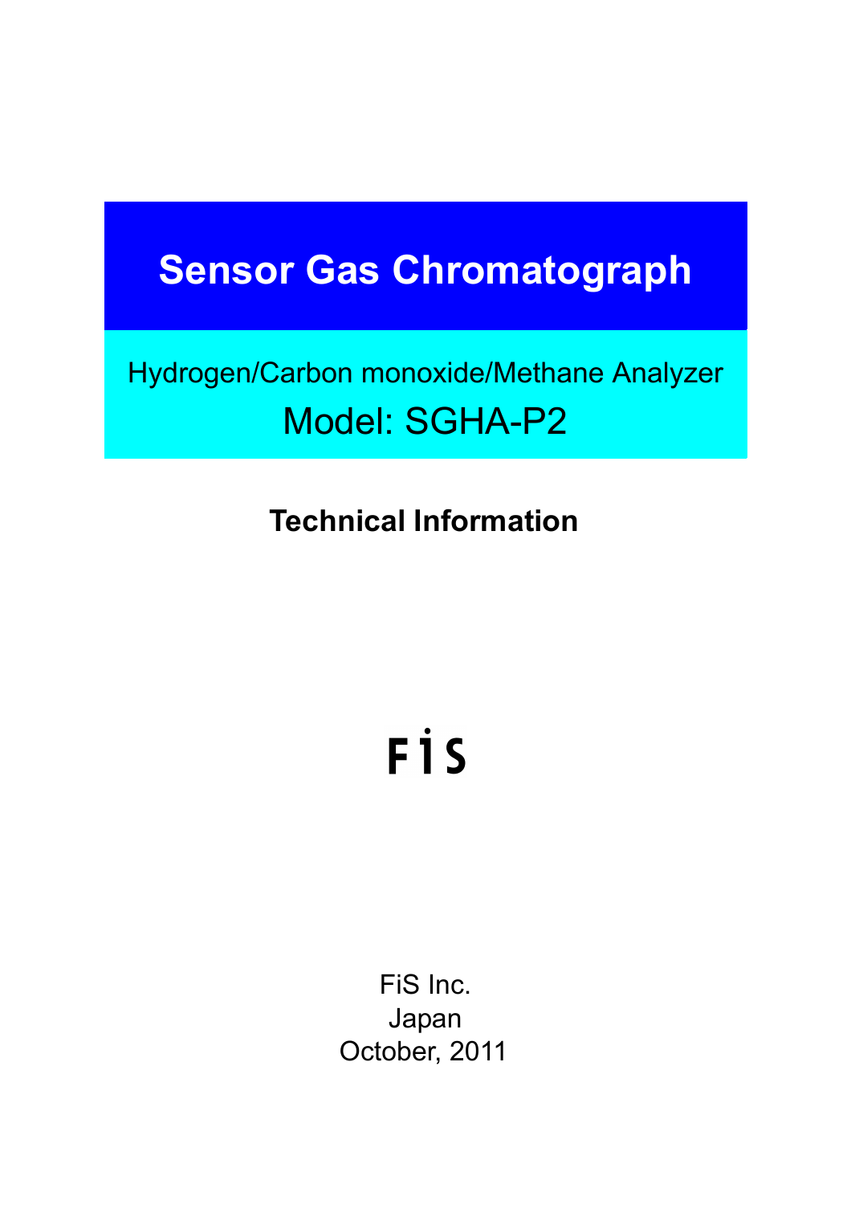# Sensor Gas Chromatograph

Hydrogen/Carbon monoxide/Methane Analyzer

Model: SGHA-P2

**Technical Information**

FiS

FiS Inc.
Japan
October, 2011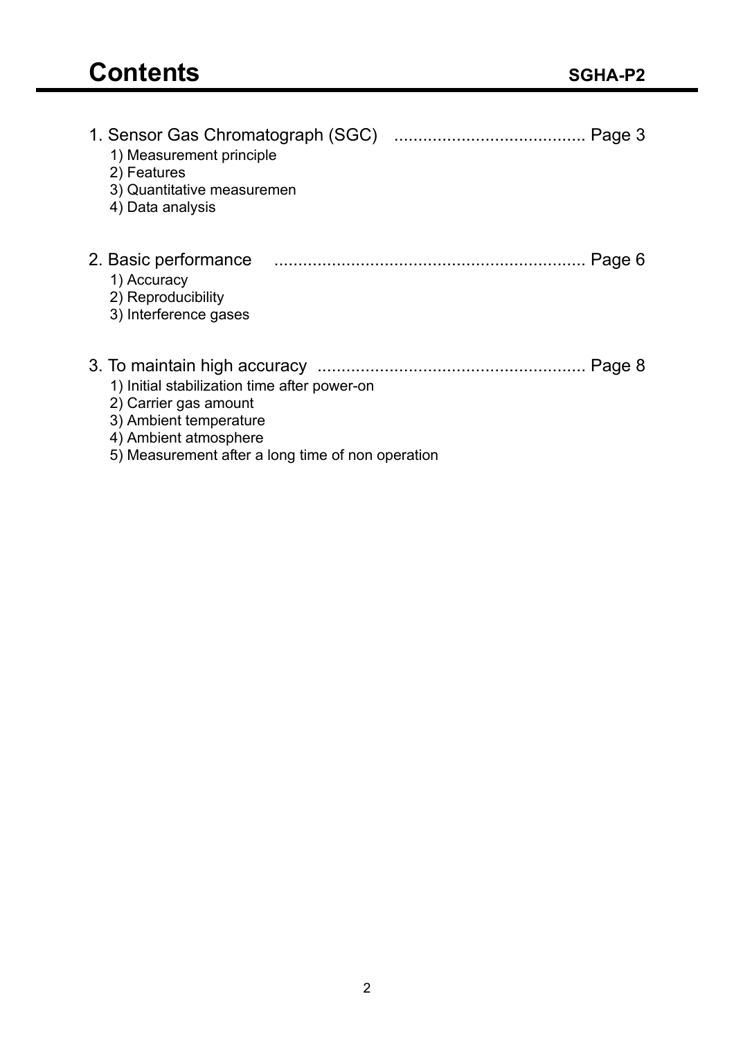# Contents

SGHA-P2

1. Sensor Gas Chromatograph (SGC) ........................................ Page 3
   1) Measurement principle
   2) Features
   3) Quantitative measuremen
   4) Data analysis

2. Basic performance ................................................................ Page 6
   1) Accuracy
   2) Reproducibility
   3) Interference gases

3. To maintain high accuracy ....................................................... Page 8
   1) Initial stabilization time after power-on
   2) Carrier gas amount
   3) Ambient temperature
   4) Ambient atmosphere
   5) Measurement after a long time of non operation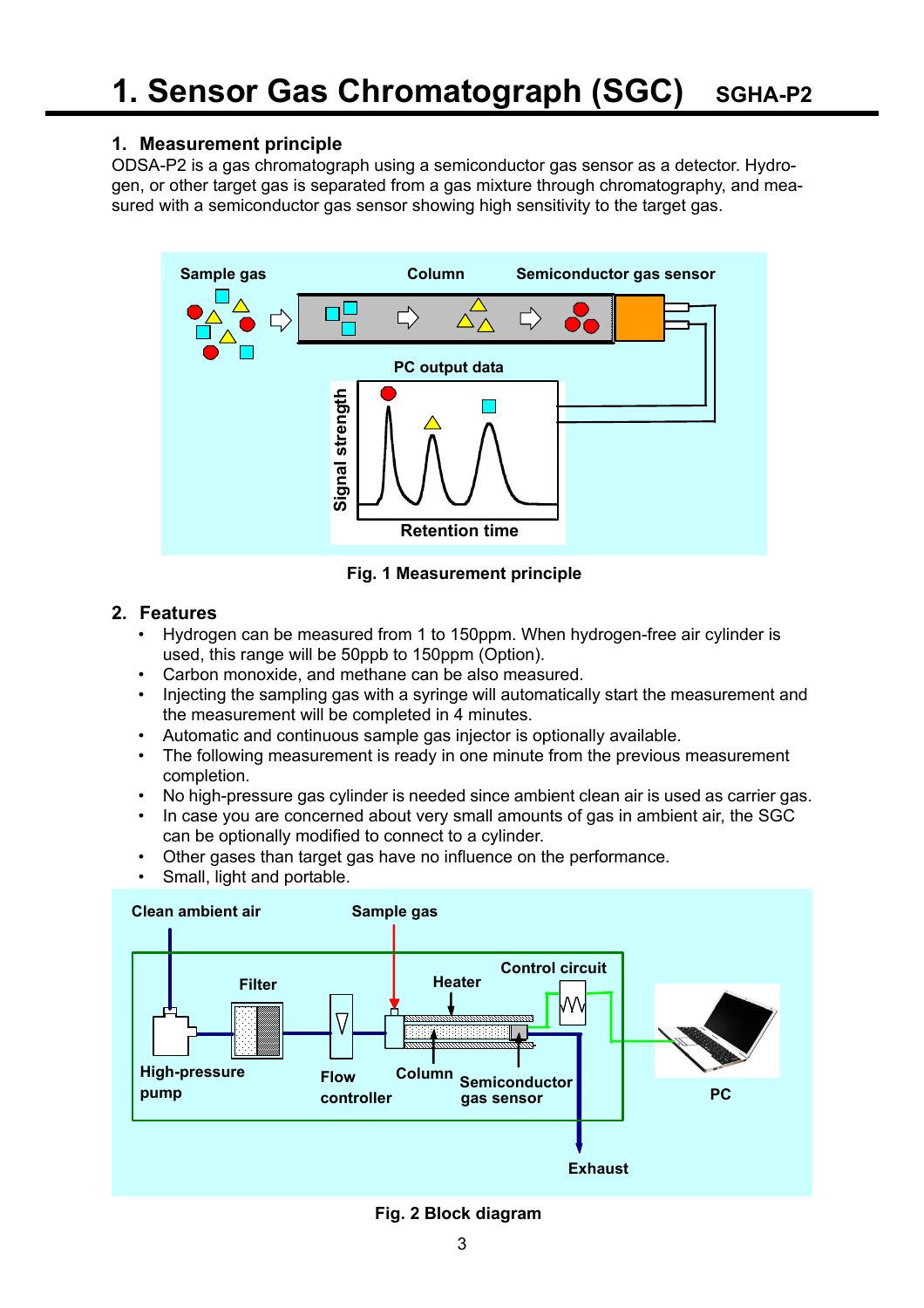# 1. Sensor Gas Chromatograph (SGC) SGHA-P2

## 1. Measurement principle

ODSA-P2 is a gas chromatograph using a semiconductor gas sensor as a detector. Hydrogen, or other target gas is separated from a gas mixture through chromatography, and measured with a semiconductor gas sensor showing high sensitivity to the target gas.

Fig. 1 Measurement principle

## 2. Features

- Hydrogen can be measured from 1 to 150ppm. When hydrogen-free air cylinder is used, this range will be 50ppb to 150ppm (Option).
- Carbon monoxide, and methane can be also measured.
- Injecting the sampling gas with a syringe will automatically start the measurement and the measurement will be completed in 4 minutes.
- Automatic and continuous sample gas injector is optionally available.
- The following measurement is ready in one minute from the previous measurement completion.
- No high-pressure gas cylinder is needed since ambient clean air is used as carrier gas.
- In case you are concerned about very small amounts of gas in ambient air, the SGC can be optionally modified to connect to a cylinder.
- Other gases than target gas have no influence on the performance.
- Small, light and portable.

Fig. 2 Block diagram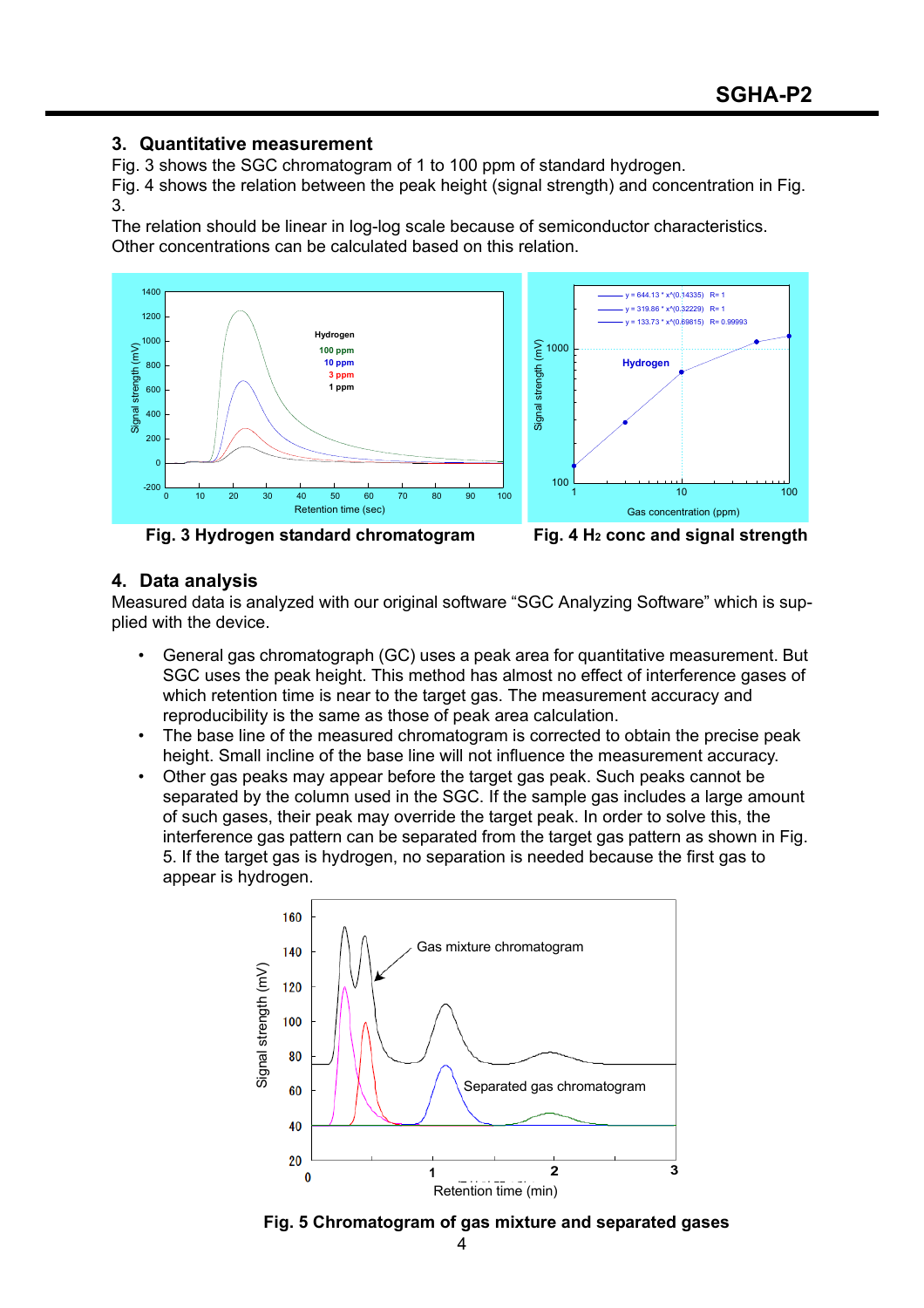## 3. Quantitative measurement

Fig. 3 shows the SGC chromatogram of 1 to 100 ppm of standard hydrogen.
Fig. 4 shows the relation between the peak height (signal strength) and concentration in Fig. 3.
The relation should be linear in log-log scale because of semiconductor characteristics.
Other concentrations can be calculated based on this relation.

**Fig. 3 Hydrogen standard chromatogram**

**Fig. 4 $H_2$ conc and signal strength**

## 4. Data analysis

Measured data is analyzed with our original software "SGC Analyzing Software" which is supplied with the device.

- General gas chromatograph (GC) uses a peak area for quantitative measurement. But SGC uses the peak height. This method has almost no effect of interference gases of which retention time is near to the target gas. The measurement accuracy and reproducibility is the same as those of peak area calculation.
- The base line of the measured chromatogram is corrected to obtain the precise peak height. Small incline of the base line will not influence the measurement accuracy.
- Other gas peaks may appear before the target gas peak. Such peaks cannot be separated by the column used in the SGC. If the sample gas includes a large amount of such gases, their peak may override the target peak. In order to solve this, the interference gas pattern can be separated from the target gas pattern as shown in Fig. 5. If the target gas is hydrogen, no separation is needed because the first gas to appear is hydrogen.

**Fig. 5 Chromatogram of gas mixture and separated gases**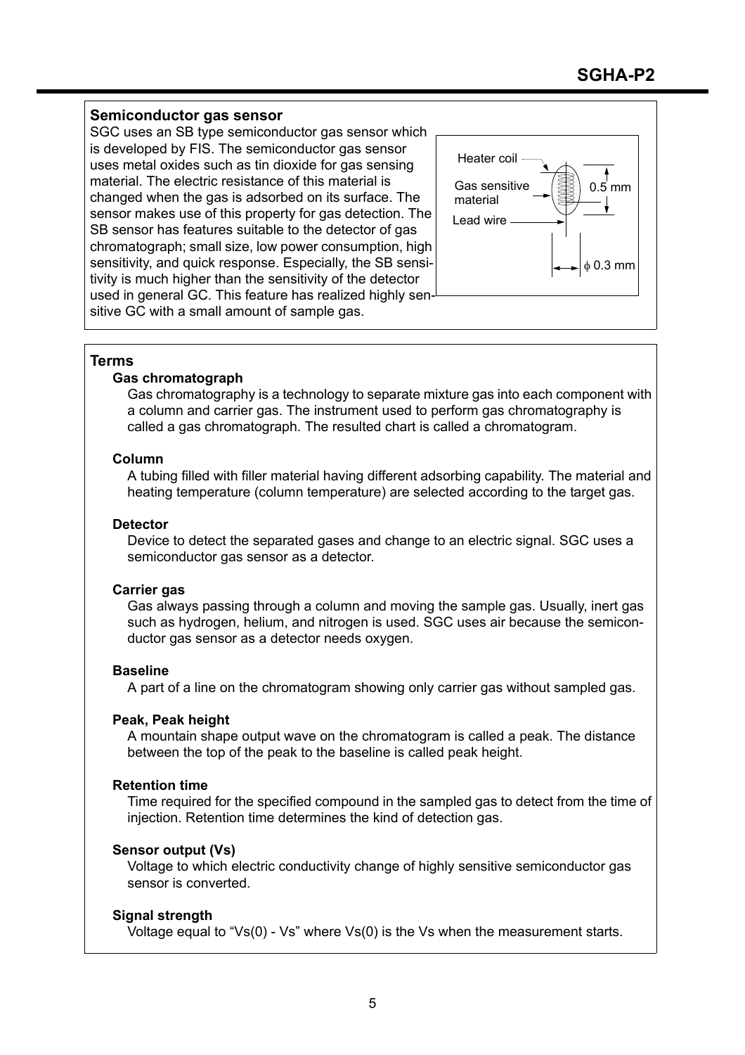### Semiconductor gas sensor

SGC uses an SB type semiconductor gas sensor which is developed by FIS. The semiconductor gas sensor uses metal oxides such as tin dioxide for gas sensing material. The electric resistance of this material is changed when the gas is adsorbed on its surface. The sensor makes use of this property for gas detection. The SB sensor has features suitable to the detector of gas chromatograph; small size, low power consumption, high sensitivity, and quick response. Especially, the SB sensitivity is much higher than the sensitivity of the detector used in general GC. This feature has realized highly sensitive GC with a small amount of sample gas.

Heater coil
Gas sensitive material
Lead wire
0.5 mm
ϕ 0.3 mm

### Terms

**Gas chromatograph**

Gas chromatography is a technology to separate mixture gas into each component with a column and carrier gas. The instrument used to perform gas chromatography is called a gas chromatograph. The resulted chart is called a chromatogram.

**Column**

A tubing filled with filler material having different adsorbing capability. The material and heating temperature (column temperature) are selected according to the target gas.

**Detector**

Device to detect the separated gases and change to an electric signal. SGC uses a semiconductor gas sensor as a detector.

**Carrier gas**

Gas always passing through a column and moving the sample gas. Usually, inert gas such as hydrogen, helium, and nitrogen is used. SGC uses air because the semiconductor gas sensor as a detector needs oxygen.

**Baseline**

A part of a line on the chromatogram showing only carrier gas without sampled gas.

**Peak, Peak height**

A mountain shape output wave on the chromatogram is called a peak. The distance between the top of the peak to the baseline is called peak height.

**Retention time**

Time required for the specified compound in the sampled gas to detect from the time of injection. Retention time determines the kind of detection gas.

**Sensor output (Vs)**

Voltage to which electric conductivity change of highly sensitive semiconductor gas sensor is converted.

**Signal strength**

Voltage equal to "Vs(0) - Vs" where Vs(0) is the Vs when the measurement starts.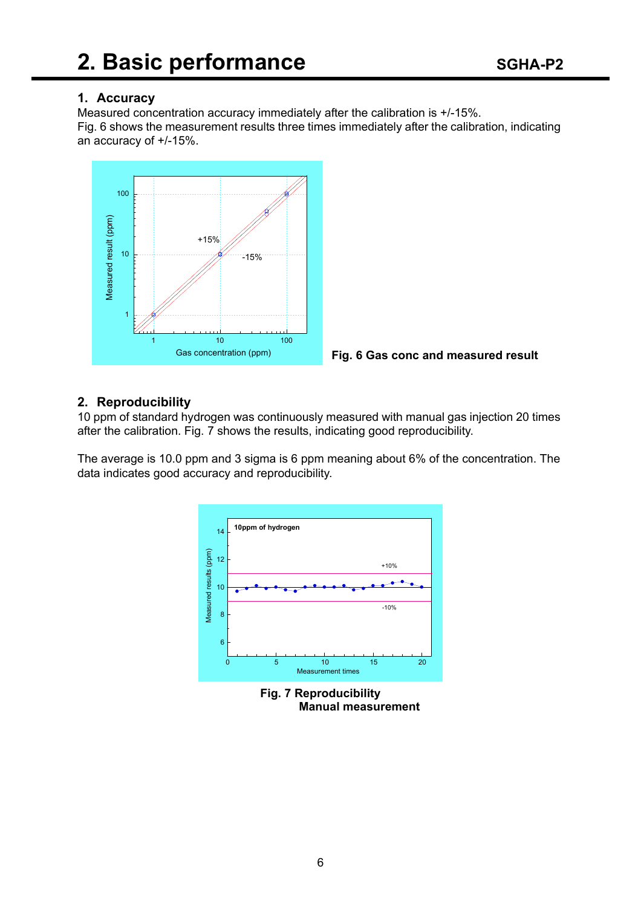# 2. Basic performance

## 1. Accuracy

Measured concentration accuracy immediately after the calibration is +/-15%.
Fig. 6 shows the measurement results three times immediately after the calibration, indicating an accuracy of +/-15%.

**Fig. 6 Gas conc and measured result**

## 2. Reproducibility

10 ppm of standard hydrogen was continuously measured with manual gas injection 20 times after the calibration. Fig. 7 shows the results, indicating good reproducibility.

The average is 10.0 ppm and 3 sigma is 6 ppm meaning about 6% of the concentration. The data indicates good accuracy and reproducibility.

**Fig. 7 Reproducibility
Manual measurement**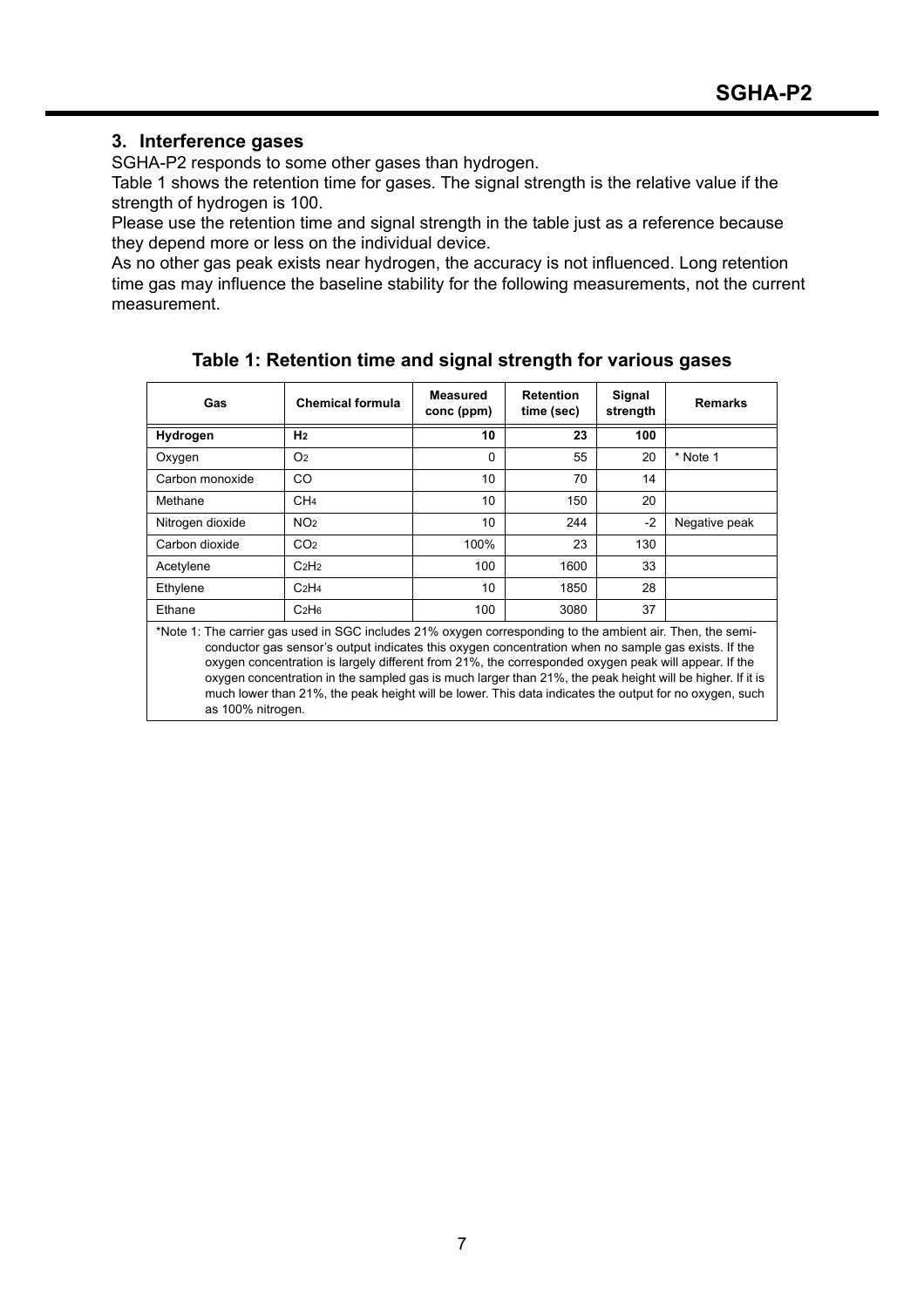## 3. Interference gases

SGHA-P2 responds to some other gases than hydrogen.

Table 1 shows the retention time for gases. The signal strength is the relative value if the strength of hydrogen is 100.

Please use the retention time and signal strength in the table just as a reference because they depend more or less on the individual device.

As no other gas peak exists near hydrogen, the accuracy is not influenced. Long retention time gas may influence the baseline stability for the following measurements, not the current measurement.

**Table 1: Retention time and signal strength for various gases**

| Gas | Chemical formula | Measured conc (ppm) | Retention time (sec) | Signal strength | Remarks |
|---|---|---|---|---|---|
| **Hydrogen** | $H_2$ | **10** | **23** | **100** | |
| Oxygen | $O_2$ | 0 | 55 | 20 | * Note 1 |
| Carbon monoxide | $CO$ | 10 | 70 | 14 | |
| Methane | $CH_4$ | 10 | 150 | 20 | |
| Nitrogen dioxide | $NO_2$ | 10 | 244 | -2 | Negative peak |
| Carbon dioxide | $CO_2$ | 100% | 23 | 130 | |
| Acetylene | $C_2H_2$ | 100 | 1600 | 33 | |
| Ethylene | $C_2H_4$ | 10 | 1850 | 28 | |
| Ethane | $C_2H_6$ | 100 | 3080 | 37 | |

*Note 1: The carrier gas used in SGC includes 21% oxygen corresponding to the ambient air. Then, the semi-conductor gas sensor's output indicates this oxygen concentration when no sample gas exists. If the oxygen concentration is largely different from 21%, the corresponded oxygen peak will appear. If the oxygen concentration in the sampled gas is much larger than 21%, the peak height will be higher. If it is much lower than 21%, the peak height will be lower. This data indicates the output for no oxygen, such as 100% nitrogen.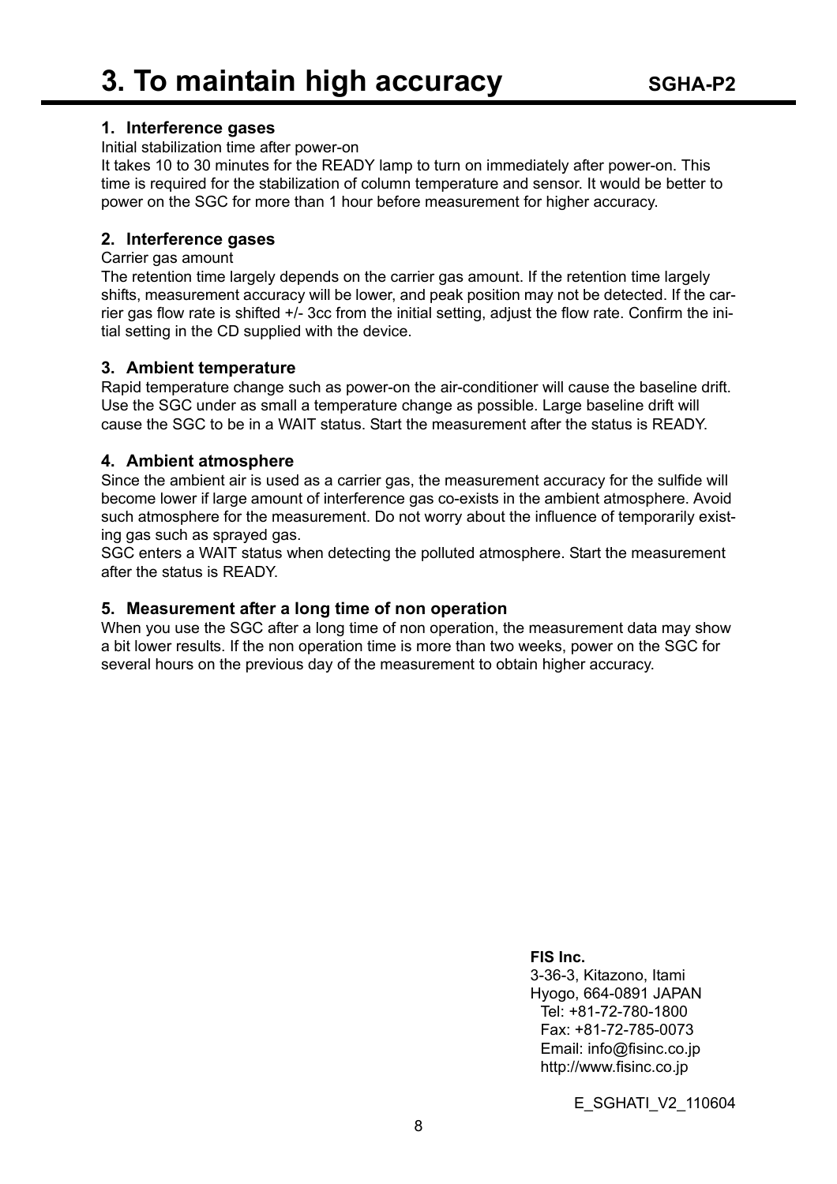# 3. To maintain high accuracy

**SGHA-P2**

### 1. Interference gases

Initial stabilization time after power-on

It takes 10 to 30 minutes for the READY lamp to turn on immediately after power-on. This time is required for the stabilization of column temperature and sensor. It would be better to power on the SGC for more than 1 hour before measurement for higher accuracy.

### 2. Interference gases

Carrier gas amount

The retention time largely depends on the carrier gas amount. If the retention time largely shifts, measurement accuracy will be lower, and peak position may not be detected. If the carrier gas flow rate is shifted +/- 3cc from the initial setting, adjust the flow rate. Confirm the initial setting in the CD supplied with the device.

### 3. Ambient temperature

Rapid temperature change such as power-on the air-conditioner will cause the baseline drift. Use the SGC under as small a temperature change as possible. Large baseline drift will cause the SGC to be in a WAIT status. Start the measurement after the status is READY.

### 4. Ambient atmosphere

Since the ambient air is used as a carrier gas, the measurement accuracy for the sulfide will become lower if large amount of interference gas co-exists in the ambient atmosphere. Avoid such atmosphere for the measurement. Do not worry about the influence of temporarily existing gas such as sprayed gas.

SGC enters a WAIT status when detecting the polluted atmosphere. Start the measurement after the status is READY.

### 5. Measurement after a long time of non operation

When you use the SGC after a long time of non operation, the measurement data may show a bit lower results. If the non operation time is more than two weeks, power on the SGC for several hours on the previous day of the measurement to obtain higher accuracy.

**FIS Inc.**
3-36-3, Kitazono, Itami
Hyogo, 664-0891 JAPAN
Tel: +81-72-780-1800
Fax: +81-72-785-0073
Email: info@fisinc.co.jp
http://www.fisinc.co.jp

E_SGHATI_V2_110604